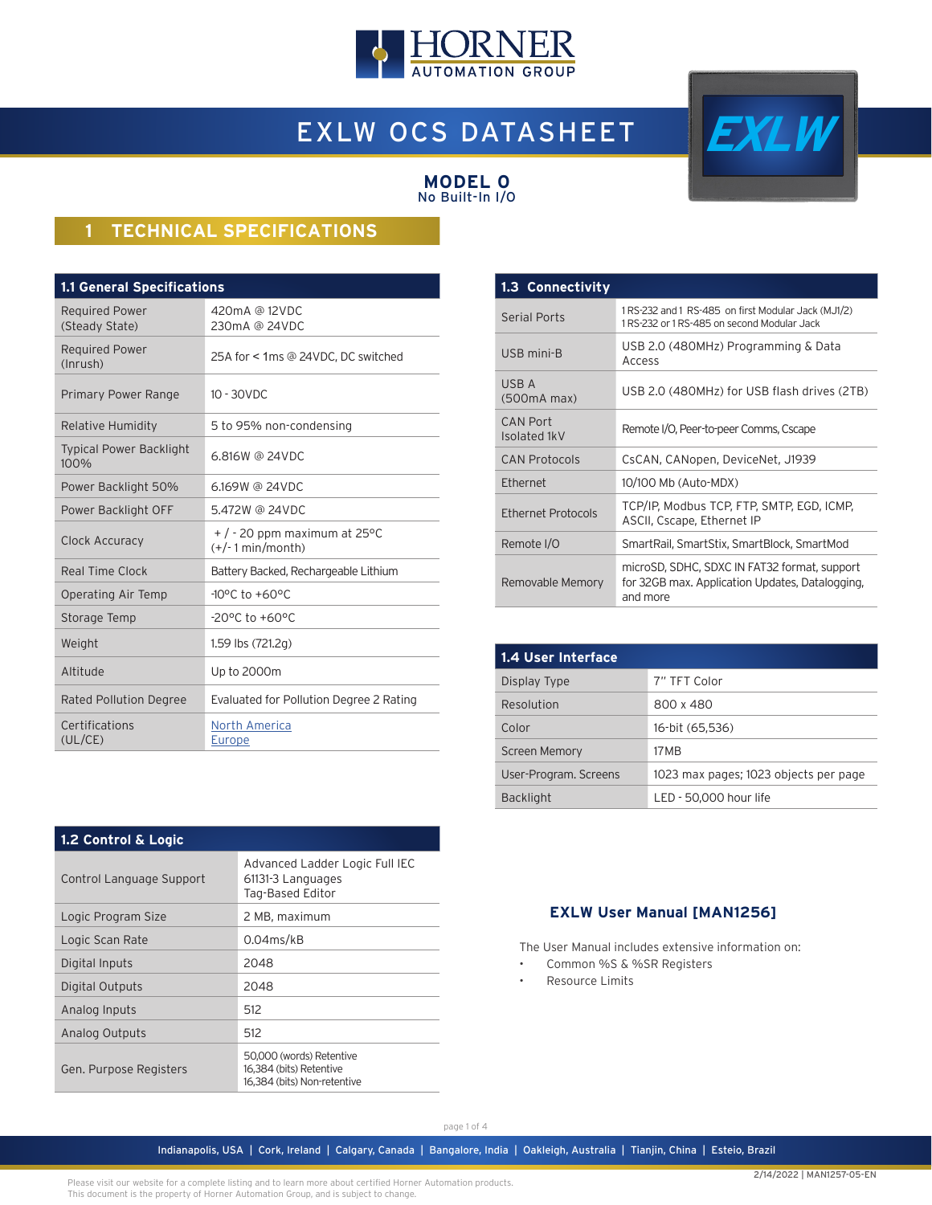# EXLW OCS DATASHEET

## MODEL 0
No Built-In I/O

## 1 TECHNICAL SPECIFICATIONS

### 1.1 General Specifications

| | |
|---|---|
| Required Power (Steady State) | 420mA @ 12VDC<br>230mA @ 24VDC |
| Required Power (Inrush) | 25A for < 1ms @ 24VDC, DC switched |
| Primary Power Range | 10 - 30VDC |
| Relative Humidity | 5 to 95% non-condensing |
| Typical Power Backlight 100% | 6.816W @ 24VDC |
| Power Backlight 50% | 6.169W @ 24VDC |
| Power Backlight OFF | 5.472W @ 24VDC |
| Clock Accuracy | + / - 20 ppm maximum at 25°C (+/- 1 min/month) |
| Real Time Clock | Battery Backed, Rechargeable Lithium |
| Operating Air Temp | -10°C to +60°C |
| Storage Temp | -20°C to +60°C |
| Weight | 1.59 lbs (721.2g) |
| Altitude | Up to 2000m |
| Rated Pollution Degree | Evaluated for Pollution Degree 2 Rating |
| Certifications (UL/CE) | North America<br>Europe |

### 1.2 Control & Logic

| | |
|---|---|
| Control Language Support | Advanced Ladder Logic Full IEC 61131-3 Languages<br>Tag-Based Editor |
| Logic Program Size | 2 MB, maximum |
| Logic Scan Rate | 0.04ms/kB |
| Digital Inputs | 2048 |
| Digital Outputs | 2048 |
| Analog Inputs | 512 |
| Analog Outputs | 512 |
| Gen. Purpose Registers | 50,000 (words) Retentive<br>16,384 (bits) Retentive<br>16,384 (bits) Non-retentive |

### 1.3 Connectivity

| | |
|---|---|
| Serial Ports | 1 RS-232 and 1 RS-485 on first Modular Jack (MJ1/2)<br>1 RS-232 or 1 RS-485 on second Modular Jack |
| USB mini-B | USB 2.0 (480MHz) Programming & Data Access |
| USB A (500mA max) | USB 2.0 (480MHz) for USB flash drives (2TB) |
| CAN Port Isolated 1kV | Remote I/O, Peer-to-peer Comms, Cscape |
| CAN Protocols | CsCAN, CANopen, DeviceNet, J1939 |
| Ethernet | 10/100 Mb (Auto-MDX) |
| Ethernet Protocols | TCP/IP, Modbus TCP, FTP, SMTP, EGD, ICMP, ASCII, Cscape, Ethernet IP |
| Remote I/O | SmartRail, SmartStix, SmartBlock, SmartMod |
| Removable Memory | microSD, SDHC, SDXC IN FAT32 format, support for 32GB max. Application Updates, Datalogging, and more |

### 1.4 User Interface

| | |
|---|---|
| Display Type | 7" TFT Color |
| Resolution | 800 x 480 |
| Color | 16-bit (65,536) |
| Screen Memory | 17MB |
| User-Program. Screens | 1023 max pages; 1023 objects per page |
| Backlight | LED - 50,000 hour life |

### EXLW User Manual [MAN1256]

The User Manual includes extensive information on:

- Common %S & %SR Registers
- Resource Limits

Indianapolis, USA | Cork, Ireland | Calgary, Canada | Bangalore, India | Oakleigh, Australia | Tianjin, China | Esteio, Brazil

2/14/2022 | MAN1257-05-EN

Please visit our website for a complete listing and to learn more about certified Horner Automation products.
This document is the property of Horner Automation Group, and is subject to change.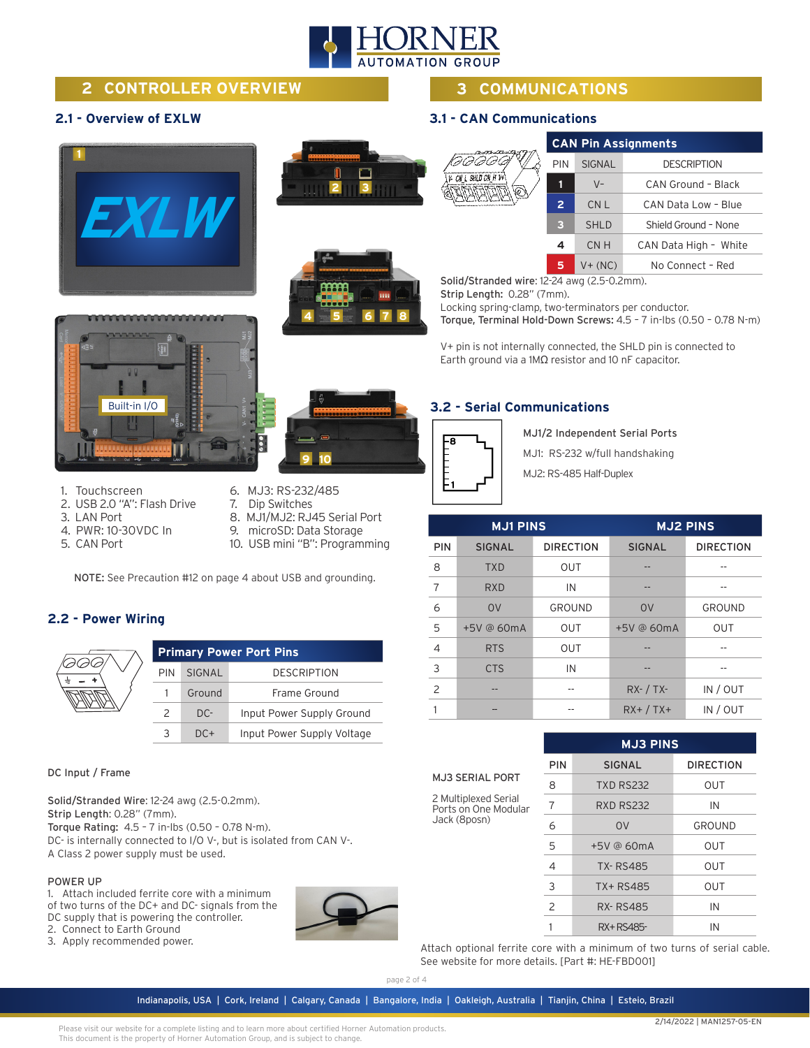## 2 CONTROLLER OVERVIEW

### 2.1 - Overview of EXLW

1. Touchscreen
2. USB 2.0 "A": Flash Drive
3. LAN Port
4. PWR: 10-30VDC In
5. CAN Port
6. MJ3: RS-232/485
7. Dip Switches
8. MJ1/MJ2: RJ45 Serial Port
9. microSD: Data Storage
10. USB mini "B": Programming

NOTE: See Precaution #12 on page 4 about USB and grounding.

### 2.2 - Power Wiring

**Primary Power Port Pins**

| PIN | SIGNAL | DESCRIPTION |
|---|---|---|
| 1 | Ground | Frame Ground |
| 2 | DC- | Input Power Supply Ground |
| 3 | DC+ | Input Power Supply Voltage |

DC Input / Frame

**Solid/Stranded Wire**: 12-24 awg (2.5-0.2mm).
**Strip Length**: 0.28" (7mm).
**Torque Rating:** 4.5 - 7 in-lbs (0.50 - 0.78 N-m).
DC- is internally connected to I/O V-, but is isolated from CAN V-.
A Class 2 power supply must be used.

POWER UP
1. Attach included ferrite core with a minimum of two turns of DC+ and DC- signals from the DC supply that is powering the controller.
2. Connect to Earth Ground
3. Apply recommended power.

## 3 COMMUNICATIONS

### 3.1 - CAN Communications

**CAN Pin Assignments**

| PIN | SIGNAL | DESCRIPTION |
|---|---|---|
| 1 | V- | CAN Ground - Black |
| 2 | CN L | CAN Data Low - Blue |
| 3 | SHLD | Shield Ground - None |
| 4 | CN H | CAN Data High - White |
| 5 | V+ (NC) | No Connect - Red |

**Solid/Stranded wire**: 12-24 awg (2.5-0.2mm).
**Strip Length:** 0.28" (7mm).
Locking spring-clamp, two-terminators per conductor.
**Torque, Terminal Hold-Down Screws:** 4.5 - 7 in-lbs (0.50 - 0.78 N-m)

V+ pin is not internally connected, the SHLD pin is connected to Earth ground via a 1MΩ resistor and 10 nF capacitor.

### 3.2 - Serial Communications

MJ1/2 Independent Serial Ports
MJ1: RS-232 w/full handshaking
MJ2: RS-485 Half-Duplex

| PIN | MJ1 PINS SIGNAL | MJ1 PINS DIRECTION | MJ2 PINS SIGNAL | MJ2 PINS DIRECTION |
|---|---|---|---|---|
| 8 | TXD | OUT | -- | -- |
| 7 | RXD | IN | -- | -- |
| 6 | 0V | GROUND | 0V | GROUND |
| 5 | +5V @ 60mA | OUT | +5V @ 60mA | OUT |
| 4 | RTS | OUT | -- | -- |
| 3 | CTS | IN | -- | -- |
| 2 | -- | -- | RX- / TX- | IN / OUT |
| 1 | -- | -- | RX+ / TX+ | IN / OUT |

MJ3 SERIAL PORT

2 Multiplexed Serial Ports on One Modular Jack (8posn)

**MJ3 PINS**

| PIN | SIGNAL | DIRECTION |
|---|---|---|
| 8 | TXD RS232 | OUT |
| 7 | RXD RS232 | IN |
| 6 | 0V | GROUND |
| 5 | +5V @ 60mA | OUT |
| 4 | TX- RS485 | OUT |
| 3 | TX+ RS485 | OUT |
| 2 | RX- RS485 | IN |
| 1 | RX+ RS485 | IN |

Attach optional ferrite core with a minimum of two turns of serial cable. See website for more details. [Part #: HE-FBD001]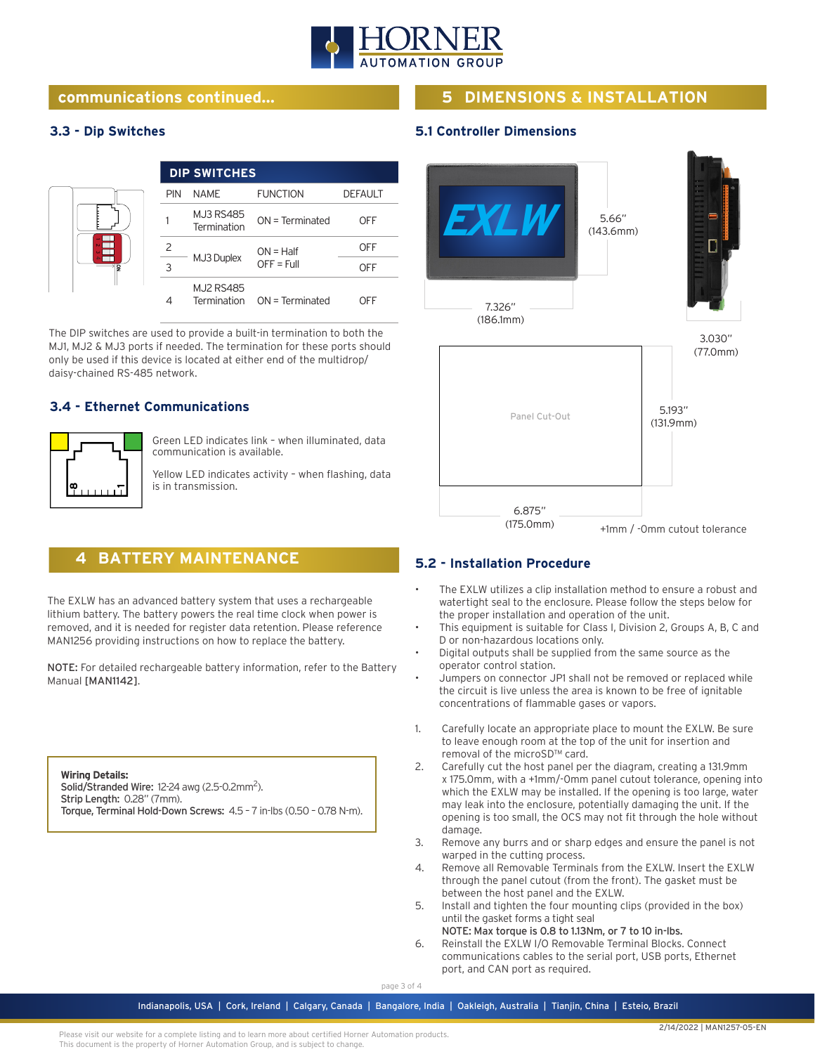## communications continued...

### 3.3 - Dip Switches

| DIP SWITCHES | | | |
|---|---|---|---|
| PIN | NAME | FUNCTION | DEFAULT |
| 1 | MJ3 RS485 Termination | ON = Terminated | OFF |
| 2 | MJ3 Duplex | ON = Half OFF = Full | OFF |
| 3 | | | OFF |
| 4 | MJ2 RS485 Termination | ON = Terminated | OFF |

The DIP switches are used to provide a built-in termination to both the MJ1, MJ2 & MJ3 ports if needed. The termination for these ports should only be used if this device is located at either end of the multidrop/ daisy-chained RS-485 network.

### 3.4 - Ethernet Communications

Green LED indicates link – when illuminated, data communication is available.

Yellow LED indicates activity – when flashing, data is in transmission.

## 4 BATTERY MAINTENANCE

The EXLW has an advanced battery system that uses a rechargeable lithium battery. The battery powers the real time clock when power is removed, and it is needed for register data retention. Please reference MAN1256 providing instructions on how to replace the battery.

**NOTE:** For detailed rechargeable battery information, refer to the Battery Manual **[MAN1142]**.

> **Wiring Details:**
> **Solid/Stranded Wire:** 12-24 awg (2.5-0.2mm$^2$).
> **Strip Length:** 0.28" (7mm).
> **Torque, Terminal Hold-Down Screws:** 4.5 – 7 in-lbs (0.50 – 0.78 N-m).

## 5 DIMENSIONS & INSTALLATION

### 5.1 Controller Dimensions

EXLW

5.66" (143.6mm)

7.326" (186.1mm)

3.030" (77.0mm)

Panel Cut-Out

5.193" (131.9mm)

6.875" (175.0mm)

+1mm / -0mm cutout tolerance

### 5.2 - Installation Procedure

- The EXLW utilizes a clip installation method to ensure a robust and watertight seal to the enclosure. Please follow the steps below for the proper installation and operation of the unit.
- This equipment is suitable for Class I, Division 2, Groups A, B, C and D or non-hazardous locations only.
- Digital outputs shall be supplied from the same source as the operator control station.
- Jumpers on connector JP1 shall not be removed or replaced while the circuit is live unless the area is known to be free of ignitable concentrations of flammable gases or vapors.

1. Carefully locate an appropriate place to mount the EXLW. Be sure to leave enough room at the top of the unit for insertion and removal of the microSD™ card.
2. Carefully cut the host panel per the diagram, creating a 131.9mm x 175.0mm, with a +1mm/-0mm panel cutout tolerance, opening into which the EXLW may be installed. If the opening is too large, water may leak into the enclosure, potentially damaging the unit. If the opening is too small, the OCS may not fit through the hole without damage.
3. Remove any burrs and or sharp edges and ensure the panel is not warped in the cutting process.
4. Remove all Removable Terminals from the EXLW. Insert the EXLW through the panel cutout (from the front). The gasket must be between the host panel and the EXLW.
5. Install and tighten the four mounting clips (provided in the box) until the gasket forms a tight seal
   **NOTE: Max torque is 0.8 to 1.13Nm, or 7 to 10 in-lbs.**
6. Reinstall the EXLW I/O Removable Terminal Blocks. Connect communications cables to the serial port, USB ports, Ethernet port, and CAN port as required.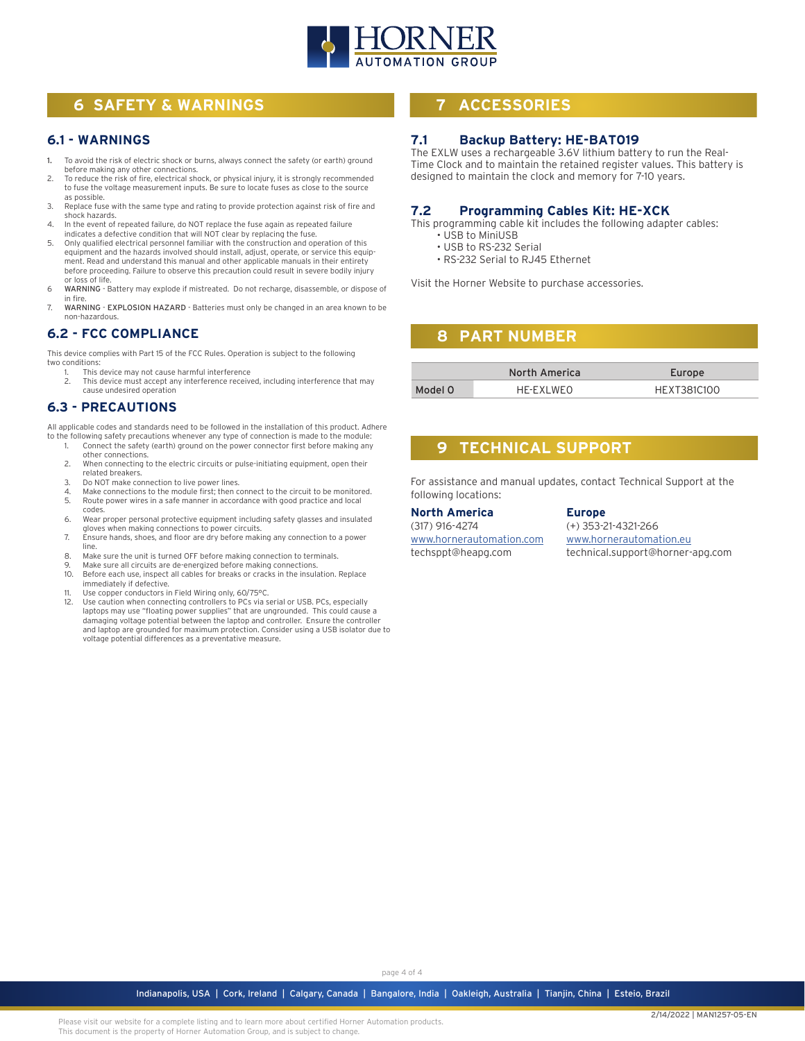## 6 SAFETY & WARNINGS

### 6.1 - WARNINGS

1. To avoid the risk of electric shock or burns, always connect the safety (or earth) ground before making any other connections.
2. To reduce the risk of fire, electrical shock, or physical injury, it is strongly recommended to fuse the voltage measurement inputs. Be sure to locate fuses as close to the source as possible.
3. Replace fuse with the same type and rating to provide protection against risk of fire and shock hazards.
4. In the event of repeated failure, do NOT replace the fuse again as repeated failure indicates a defective condition that will NOT clear by replacing the fuse.
5. Only qualified electrical personnel familiar with the construction and operation of this equipment and the hazards involved should install, adjust, operate, or service this equipment. Read and understand this manual and other applicable manuals in their entirety before proceeding. Failure to observe this precaution could result in severe bodily injury or loss of life.
6. WARNING - Battery may explode if mistreated. Do not recharge, disassemble, or dispose of in fire.
7. WARNING - EXPLOSION HAZARD - Batteries must only be changed in an area known to be non-hazardous.

### 6.2 - FCC COMPLIANCE

This device complies with Part 15 of the FCC Rules. Operation is subject to the following two conditions:

1. This device may not cause harmful interference
2. This device must accept any interference received, including interference that may cause undesired operation

### 6.3 - PRECAUTIONS

All applicable codes and standards need to be followed in the installation of this product. Adhere to the following safety precautions whenever any type of connection is made to the module:

1. Connect the safety (earth) ground on the power connector first before making any other connections.
2. When connecting to the electric circuits or pulse-initiating equipment, open their related breakers.
3. Do NOT make connection to live power lines.
4. Make connections to the module first; then connect to the circuit to be monitored.
5. Route power wires in a safe manner in accordance with good practice and local codes.
6. Wear proper personal protective equipment including safety glasses and insulated gloves when making connections to power circuits.
7. Ensure hands, shoes, and floor are dry before making any connection to a power line.
8. Make sure the unit is turned OFF before making connection to terminals.
9. Make sure all circuits are de-energized before making connections.
10. Before each use, inspect all cables for breaks or cracks in the insulation. Replace immediately if defective.
11. Use copper conductors in Field Wiring only, 60/75°C.
12. Use caution when connecting controllers to PCs via serial or USB. PCs, especially laptops may use "floating power supplies" that are ungrounded. This could cause a damaging voltage potential between the laptop and controller. Ensure the controller and laptop are grounded for maximum protection. Consider using a USB isolator due to voltage potential differences as a preventative measure.

## 7 ACCESSORIES

### 7.1 Backup Battery: HE-BAT019

The EXLW uses a rechargeable 3.6V lithium battery to run the Real-Time Clock and to maintain the retained register values. This battery is designed to maintain the clock and memory for 7-10 years.

### 7.2 Programming Cables Kit: HE-XCK

This programming cable kit includes the following adapter cables:

- USB to MiniUSB
- USB to RS-232 Serial
- RS-232 Serial to RJ45 Ethernet

Visit the Horner Website to purchase accessories.

## 8 PART NUMBER

| | North America | Europe |
|---|---|---|
| Model 0 | HE-EXLWE0 | HEXT381C100 |

## 9 TECHNICAL SUPPORT

For assistance and manual updates, contact Technical Support at the following locations:

**North America**
(317) 916-4274
www.hornerautomation.com
techsppt@heapg.com

**Europe**
(+) 353-21-4321-266
www.hornerautomation.eu
technical.support@horner-apg.com

Indianapolis, USA | Cork, Ireland | Calgary, Canada | Bangalore, India | Oakleigh, Australia | Tianjin, China | Esteio, Brazil

2/14/2022 | MAN1257-05-EN

Please visit our website for a complete listing and to learn more about certified Horner Automation products.
This document is the property of Horner Automation Group, and is subject to change.